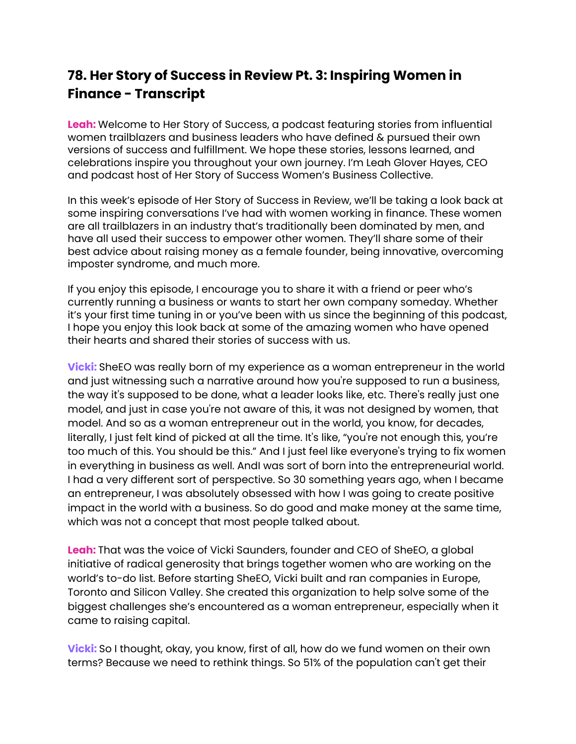# 78. Her Story of Success in Review Pt. 3: Inspiring Women in Finance - Transcript

**Leah:** Welcome to Her Story of Success, a podcast featuring stories from influential women trailblazers and business leaders who have defined & pursued their own versions of success and fulfillment. We hope these stories, lessons learned, and celebrations inspire you throughout your own journey. I'm Leah Glover Hayes, CEO and podcast host of Her Story of Success Women's Business Collective.

In this week's episode of Her Story of Success in Review, we'll be taking a look back at some inspiring conversations I've had with women working in finance. These women are all trailblazers in an industry that's traditionally been dominated by men, and have all used their success to empower other women. They'll share some of their best advice about raising money as a female founder, being innovative, overcoming imposter syndrome, and much more.

If you enjoy this episode, I encourage you to share it with a friend or peer who's currently running a business or wants to start her own company someday. Whether it's your first time tuning in or you've been with us since the beginning of this podcast, I hope you enjoy this look back at some of the amazing women who have opened their hearts and shared their stories of success with us.

**Vicki:** SheEO was really born of my experience as a woman entrepreneur in the world and just witnessing such a narrative around how you're supposed to run a business, the way it's supposed to be done, what a leader looks like, etc. There's really just one model, and just in case you're not aware of this, it was not designed by women, that model. And so as a woman entrepreneur out in the world, you know, for decades, literally, I just felt kind of picked at all the time. It's like, "you're not enough this, you're too much of this. You should be this." And I just feel like everyone's trying to fix women in everything in business as well. AndI was sort of born into the entrepreneurial world. I had a very different sort of perspective. So 30 something years ago, when I became an entrepreneur, I was absolutely obsessed with how I was going to create positive impact in the world with a business. So do good and make money at the same time, which was not a concept that most people talked about.

**Leah:** That was the voice of Vicki Saunders, founder and CEO of SheEO, a global initiative of radical generosity that brings together women who are working on the world's to-do list. Before starting SheEO, Vicki built and ran companies in Europe, Toronto and Silicon Valley. She created this organization to help solve some of the biggest challenges she's encountered as a woman entrepreneur, especially when it came to raising capital.

**Vicki:** So I thought, okay, you know, first of all, how do we fund women on their own terms? Because we need to rethink things. So 51% of the population can't get their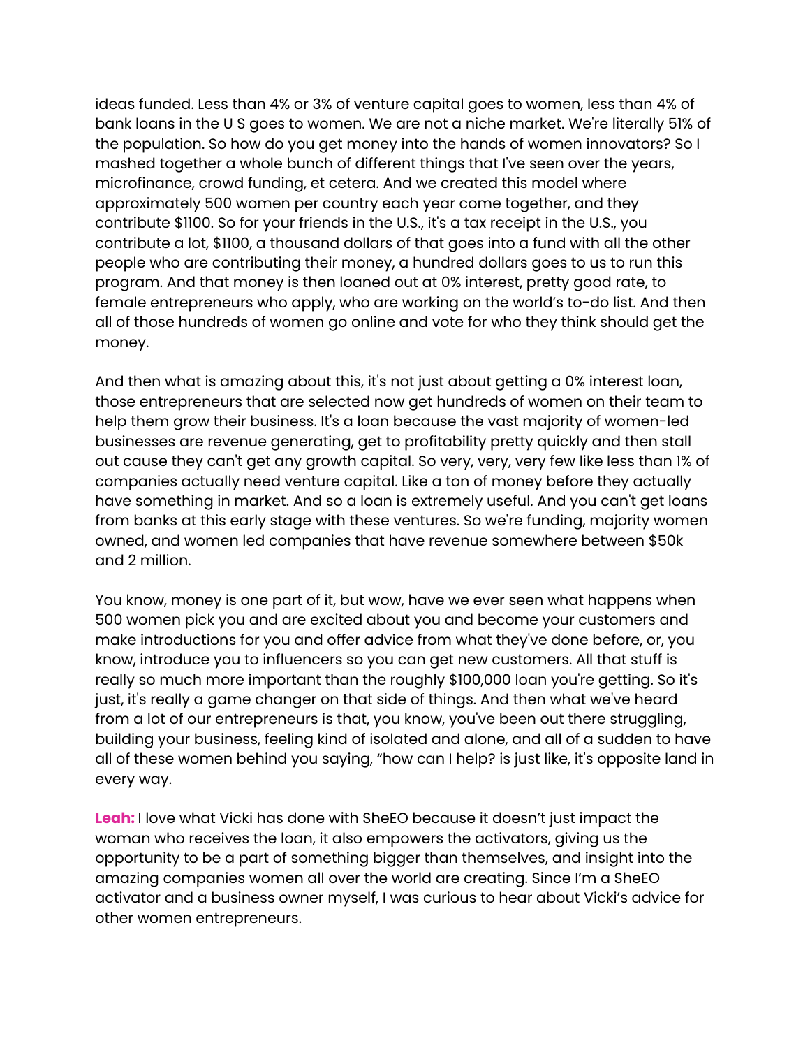ideas funded. Less than 4% or 3% of venture capital goes to women, less than 4% of bank loans in the U S goes to women. We are not a niche market. We're literally 51% of the population. So how do you get money into the hands of women innovators? So I mashed together a whole bunch of different things that I've seen over the years, microfinance, crowd funding, et cetera. And we created this model where approximately 500 women per country each year come together, and they contribute $1100. So for your friends in the U.S., it's a tax receipt in the U.S., you contribute a lot, $1100, a thousand dollars of that goes into a fund with all the other people who are contributing their money, a hundred dollars goes to us to run this program. And that money is then loaned out at 0% interest, pretty good rate, to female entrepreneurs who apply, who are working on the world's to-do list. And then all of those hundreds of women go online and vote for who they think should get the money.

And then what is amazing about this, it's not just about getting a 0% interest loan, those entrepreneurs that are selected now get hundreds of women on their team to help them grow their business. It's a loan because the vast majority of women-led businesses are revenue generating, get to profitability pretty quickly and then stall out cause they can't get any growth capital. So very, very, very few like less than 1% of companies actually need venture capital. Like a ton of money before they actually have something in market. And so a loan is extremely useful. And you can't get loans from banks at this early stage with these ventures. So we're funding, majority women owned, and women led companies that have revenue somewhere between $50k and 2 million.

You know, money is one part of it, but wow, have we ever seen what happens when 500 women pick you and are excited about you and become your customers and make introductions for you and offer advice from what they've done before, or, you know, introduce you to influencers so you can get new customers. All that stuff is really so much more important than the roughly $100,000 loan you're getting. So it's just, it's really a game changer on that side of things. And then what we've heard from a lot of our entrepreneurs is that, you know, you've been out there struggling, building your business, feeling kind of isolated and alone, and all of a sudden to have all of these women behind you saying, "how can I help? is just like, it's opposite land in every way.

**Leah:** I love what Vicki has done with SheEO because it doesn't just impact the woman who receives the loan, it also empowers the activators, giving us the opportunity to be a part of something bigger than themselves, and insight into the amazing companies women all over the world are creating. Since I'm a SheEO activator and a business owner myself, I was curious to hear about Vicki's advice for other women entrepreneurs.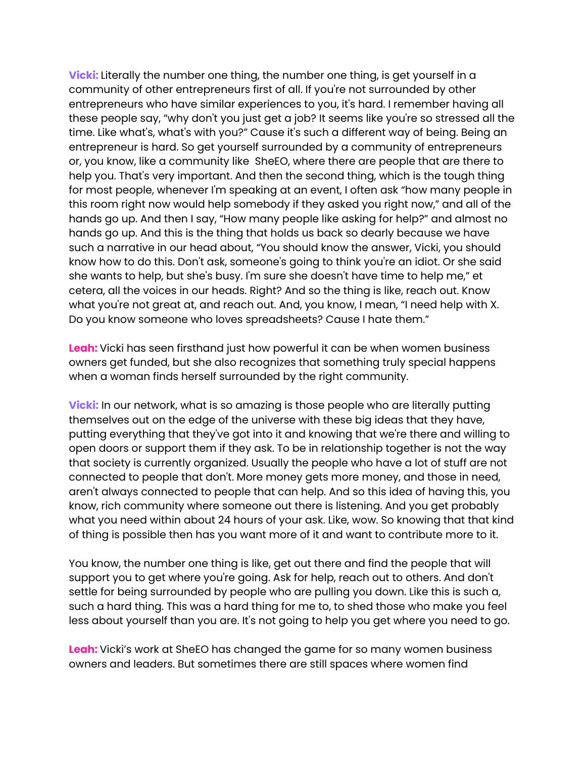**Vicki:** Literally the number one thing, the number one thing, is get yourself in a community of other entrepreneurs first of all. If you're not surrounded by other entrepreneurs who have similar experiences to you, it's hard. I remember having all these people say, "why don't you just get a job? It seems like you're so stressed all the time. Like what's, what's with you?" Cause it's such a different way of being. Being an entrepreneur is hard. So get yourself surrounded by a community of entrepreneurs or, you know, like a community like SheEO, where there are people that are there to help you. That's very important. And then the second thing, which is the tough thing for most people, whenever I'm speaking at an event, I often ask "how many people in this room right now would help somebody if they asked you right now," and all of the hands go up. And then I say, "How many people like asking for help?" and almost no hands go up. And this is the thing that holds us back so dearly because we have such a narrative in our head about, "You should know the answer, Vicki, you should know how to do this. Don't ask, someone's going to think you're an idiot. Or she said she wants to help, but she's busy. I'm sure she doesn't have time to help me," et cetera, all the voices in our heads. Right? And so the thing is like, reach out. Know what you're not great at, and reach out. And, you know, I mean, "I need help with X. Do you know someone who loves spreadsheets? Cause I hate them."

**Leah:** Vicki has seen firsthand just how powerful it can be when women business owners get funded, but she also recognizes that something truly special happens when a woman finds herself surrounded by the right community.

**Vicki:** In our network, what is so amazing is those people who are literally putting themselves out on the edge of the universe with these big ideas that they have, putting everything that they've got into it and knowing that we're there and willing to open doors or support them if they ask. To be in relationship together is not the way that society is currently organized. Usually the people who have a lot of stuff are not connected to people that don't. More money gets more money, and those in need, aren't always connected to people that can help. And so this idea of having this, you know, rich community where someone out there is listening. And you get probably what you need within about 24 hours of your ask. Like, wow. So knowing that that kind of thing is possible then has you want more of it and want to contribute more to it.

You know, the number one thing is like, get out there and find the people that will support you to get where you're going. Ask for help, reach out to others. And don't settle for being surrounded by people who are pulling you down. Like this is such a, such a hard thing. This was a hard thing for me to, to shed those who make you feel less about yourself than you are. It's not going to help you get where you need to go.

**Leah:** Vicki's work at SheEO has changed the game for so many women business owners and leaders. But sometimes there are still spaces where women find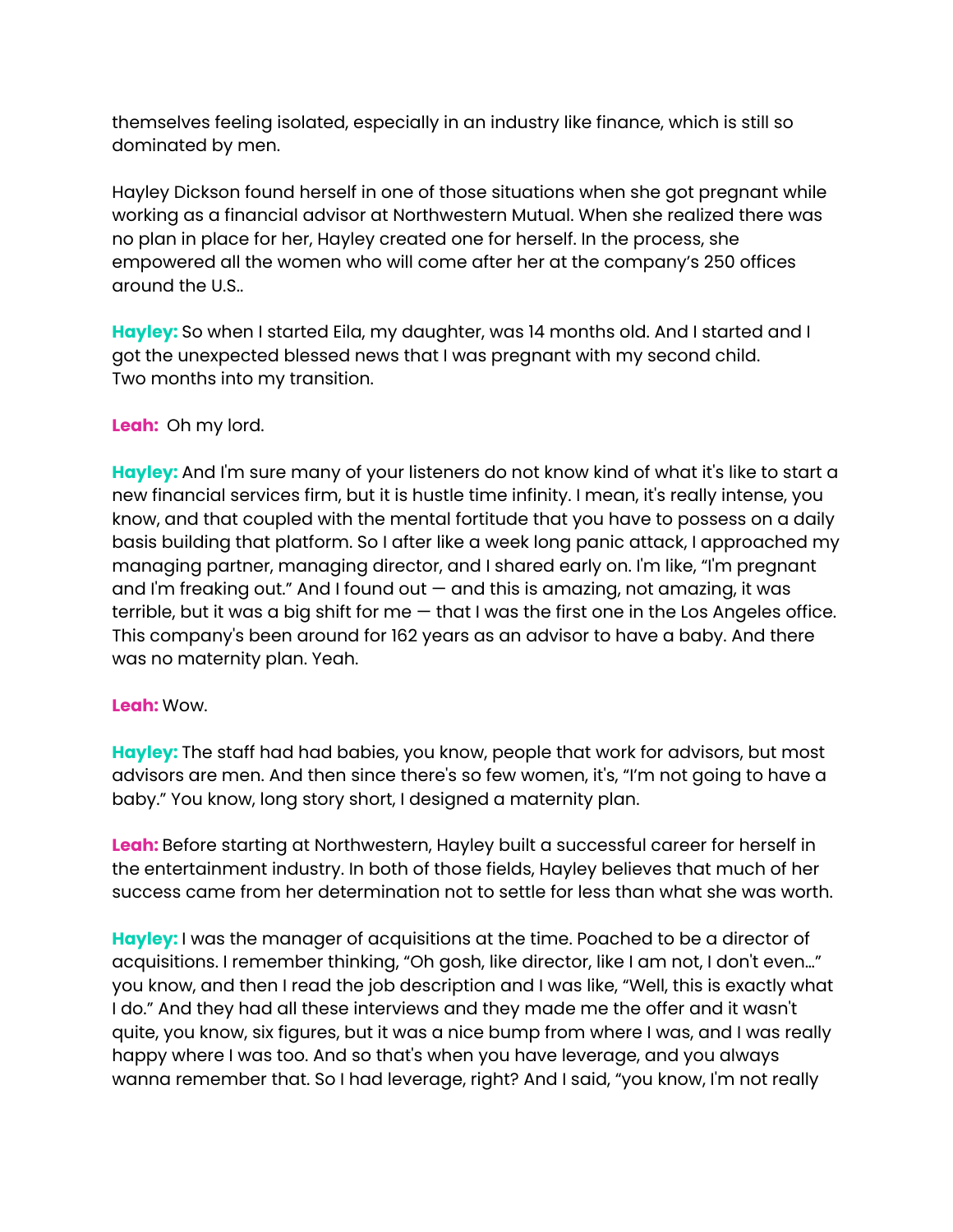themselves feeling isolated, especially in an industry like finance, which is still so dominated by men.

Hayley Dickson found herself in one of those situations when she got pregnant while working as a financial advisor at Northwestern Mutual. When she realized there was no plan in place for her, Hayley created one for herself. In the process, she empowered all the women who will come after her at the company's 250 offices around the U.S..

**Hayley:** So when I started Eila, my daughter, was 14 months old. And I started and I got the unexpected blessed news that I was pregnant with my second child. Two months into my transition.

**Leah:** Oh my lord.

**Hayley:** And I'm sure many of your listeners do not know kind of what it's like to start a new financial services firm, but it is hustle time infinity. I mean, it's really intense, you know, and that coupled with the mental fortitude that you have to possess on a daily basis building that platform. So I after like a week long panic attack, I approached my managing partner, managing director, and I shared early on. I'm like, "I'm pregnant and I'm freaking out." And I found out — and this is amazing, not amazing, it was terrible, but it was a big shift for me — that I was the first one in the Los Angeles office. This company's been around for 162 years as an advisor to have a baby. And there was no maternity plan. Yeah.

**Leah:** Wow.

**Hayley:** The staff had had babies, you know, people that work for advisors, but most advisors are men. And then since there's so few women, it's, "I'm not going to have a baby." You know, long story short, I designed a maternity plan.

**Leah:** Before starting at Northwestern, Hayley built a successful career for herself in the entertainment industry. In both of those fields, Hayley believes that much of her success came from her determination not to settle for less than what she was worth.

**Hayley:** I was the manager of acquisitions at the time. Poached to be a director of acquisitions. I remember thinking, "Oh gosh, like director, like I am not, I don't even…" you know, and then I read the job description and I was like, "Well, this is exactly what I do." And they had all these interviews and they made me the offer and it wasn't quite, you know, six figures, but it was a nice bump from where I was, and I was really happy where I was too. And so that's when you have leverage, and you always wanna remember that. So I had leverage, right? And I said, "you know, I'm not really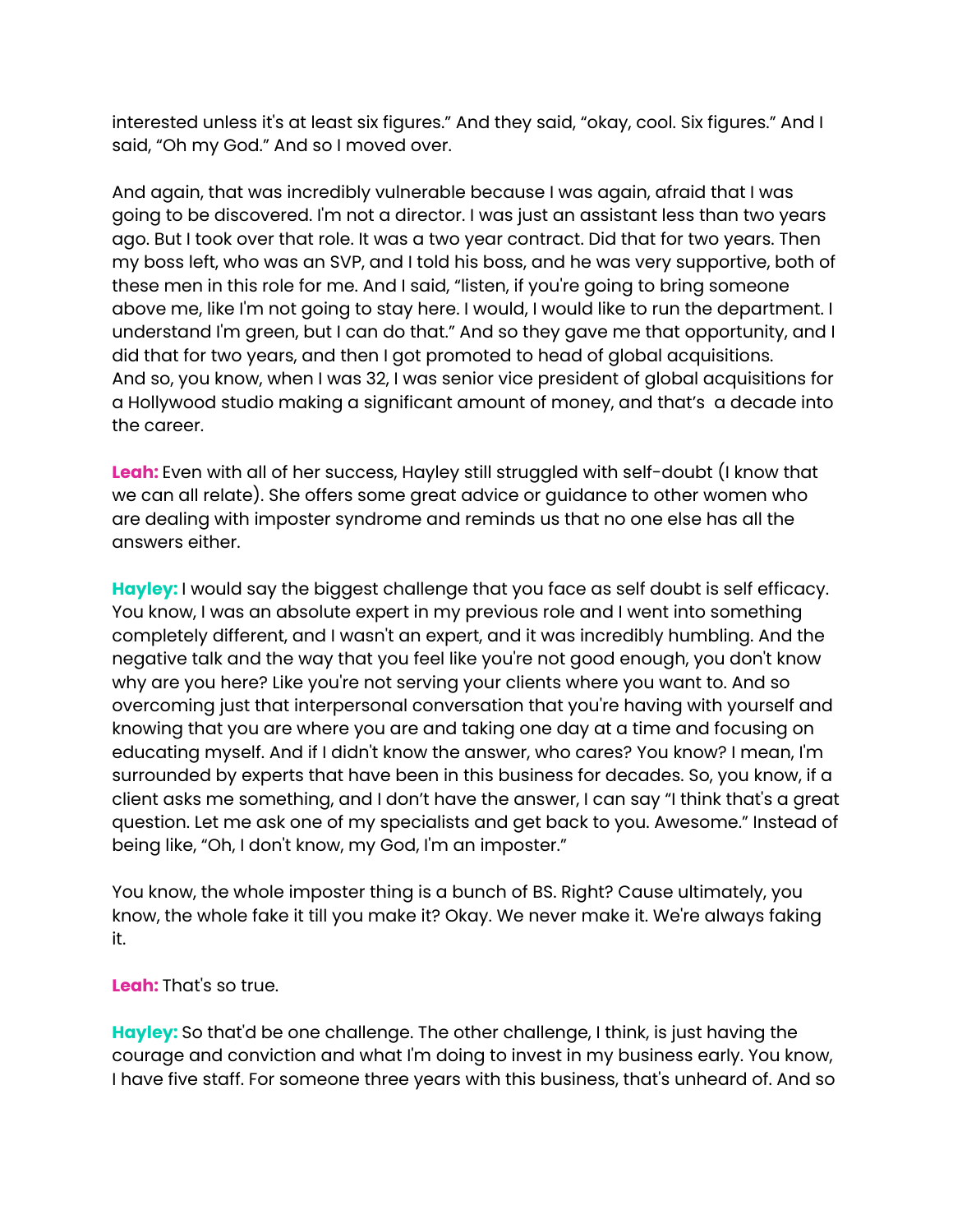interested unless it's at least six figures." And they said, "okay, cool. Six figures." And I said, "Oh my God." And so I moved over.

And again, that was incredibly vulnerable because I was again, afraid that I was going to be discovered. I'm not a director. I was just an assistant less than two years ago. But I took over that role. It was a two year contract. Did that for two years. Then my boss left, who was an SVP, and I told his boss, and he was very supportive, both of these men in this role for me. And I said, "listen, if you're going to bring someone above me, like I'm not going to stay here. I would, I would like to run the department. I understand I'm green, but I can do that." And so they gave me that opportunity, and I did that for two years, and then I got promoted to head of global acquisitions. And so, you know, when I was 32, I was senior vice president of global acquisitions for a Hollywood studio making a significant amount of money, and that's a decade into the career.

**Leah:** Even with all of her success, Hayley still struggled with self-doubt (I know that we can all relate). She offers some great advice or guidance to other women who are dealing with imposter syndrome and reminds us that no one else has all the answers either.

**Hayley:** I would say the biggest challenge that you face as self doubt is self efficacy. You know, I was an absolute expert in my previous role and I went into something completely different, and I wasn't an expert, and it was incredibly humbling. And the negative talk and the way that you feel like you're not good enough, you don't know why are you here? Like you're not serving your clients where you want to. And so overcoming just that interpersonal conversation that you're having with yourself and knowing that you are where you are and taking one day at a time and focusing on educating myself. And if I didn't know the answer, who cares? You know? I mean, I'm surrounded by experts that have been in this business for decades. So, you know, if a client asks me something, and I don't have the answer, I can say "I think that's a great question. Let me ask one of my specialists and get back to you. Awesome." Instead of being like, "Oh, I don't know, my God, I'm an imposter."

You know, the whole imposter thing is a bunch of BS. Right? Cause ultimately, you know, the whole fake it till you make it? Okay. We never make it. We're always faking it.

**Leah:** That's so true.

**Hayley:** So that'd be one challenge. The other challenge, I think, is just having the courage and conviction and what I'm doing to invest in my business early. You know, I have five staff. For someone three years with this business, that's unheard of. And so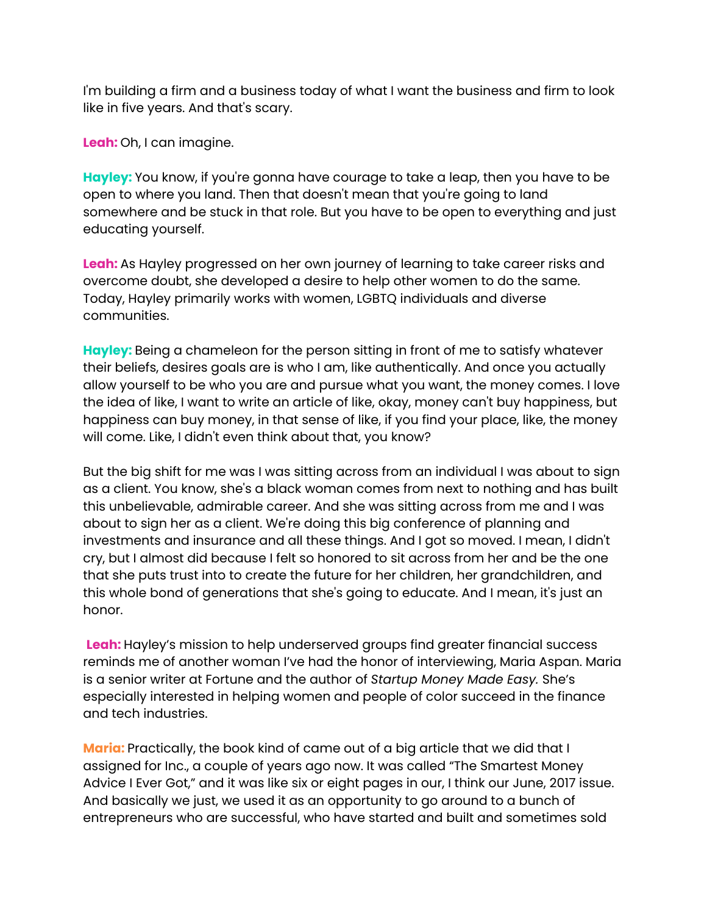I'm building a firm and a business today of what I want the business and firm to look like in five years. And that's scary.

**Leah:** Oh, I can imagine.

**Hayley:** You know, if you're gonna have courage to take a leap, then you have to be open to where you land. Then that doesn't mean that you're going to land somewhere and be stuck in that role. But you have to be open to everything and just educating yourself.

**Leah:** As Hayley progressed on her own journey of learning to take career risks and overcome doubt, she developed a desire to help other women to do the same. Today, Hayley primarily works with women, LGBTQ individuals and diverse communities.

**Hayley:** Being a chameleon for the person sitting in front of me to satisfy whatever their beliefs, desires goals are is who I am, like authentically. And once you actually allow yourself to be who you are and pursue what you want, the money comes. I love the idea of like, I want to write an article of like, okay, money can't buy happiness, but happiness can buy money, in that sense of like, if you find your place, like, the money will come. Like, I didn't even think about that, you know?

But the big shift for me was I was sitting across from an individual I was about to sign as a client. You know, she's a black woman comes from next to nothing and has built this unbelievable, admirable career. And she was sitting across from me and I was about to sign her as a client. We're doing this big conference of planning and investments and insurance and all these things. And I got so moved. I mean, I didn't cry, but I almost did because I felt so honored to sit across from her and be the one that she puts trust into to create the future for her children, her grandchildren, and this whole bond of generations that she's going to educate. And I mean, it's just an honor.

**Leah:** Hayley's mission to help underserved groups find greater financial success reminds me of another woman I've had the honor of interviewing, Maria Aspan. Maria is a senior writer at Fortune and the author of *Startup Money Made Easy.* She's especially interested in helping women and people of color succeed in the finance and tech industries.

**Maria:** Practically, the book kind of came out of a big article that we did that I assigned for Inc., a couple of years ago now. It was called "The Smartest Money Advice I Ever Got," and it was like six or eight pages in our, I think our June, 2017 issue. And basically we just, we used it as an opportunity to go around to a bunch of entrepreneurs who are successful, who have started and built and sometimes sold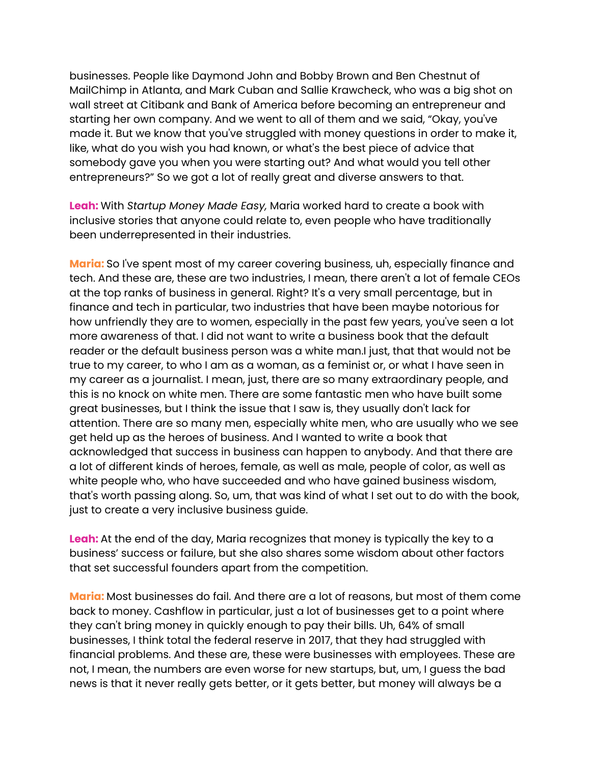businesses. People like Daymond John and Bobby Brown and Ben Chestnut of MailChimp in Atlanta, and Mark Cuban and Sallie Krawcheck, who was a big shot on wall street at Citibank and Bank of America before becoming an entrepreneur and starting her own company. And we went to all of them and we said, "Okay, you've made it. But we know that you've struggled with money questions in order to make it, like, what do you wish you had known, or what's the best piece of advice that somebody gave you when you were starting out? And what would you tell other entrepreneurs?" So we got a lot of really great and diverse answers to that.

**Leah:** With *Startup Money Made Easy,* Maria worked hard to create a book with inclusive stories that anyone could relate to, even people who have traditionally been underrepresented in their industries.

**Maria:** So I've spent most of my career covering business, uh, especially finance and tech. And these are, these are two industries, I mean, there aren't a lot of female CEOs at the top ranks of business in general. Right? It's a very small percentage, but in finance and tech in particular, two industries that have been maybe notorious for how unfriendly they are to women, especially in the past few years, you've seen a lot more awareness of that. I did not want to write a business book that the default reader or the default business person was a white man.I just, that that would not be true to my career, to who I am as a woman, as a feminist or, or what I have seen in my career as a journalist. I mean, just, there are so many extraordinary people, and this is no knock on white men. There are some fantastic men who have built some great businesses, but I think the issue that I saw is, they usually don't lack for attention. There are so many men, especially white men, who are usually who we see get held up as the heroes of business. And I wanted to write a book that acknowledged that success in business can happen to anybody. And that there are a lot of different kinds of heroes, female, as well as male, people of color, as well as white people who, who have succeeded and who have gained business wisdom, that's worth passing along. So, um, that was kind of what I set out to do with the book, just to create a very inclusive business guide.

**Leah:** At the end of the day, Maria recognizes that money is typically the key to a business' success or failure, but she also shares some wisdom about other factors that set successful founders apart from the competition.

**Maria:** Most businesses do fail. And there are a lot of reasons, but most of them come back to money. Cashflow in particular, just a lot of businesses get to a point where they can't bring money in quickly enough to pay their bills. Uh, 64% of small businesses, I think total the federal reserve in 2017, that they had struggled with financial problems. And these are, these were businesses with employees. These are not, I mean, the numbers are even worse for new startups, but, um, I guess the bad news is that it never really gets better, or it gets better, but money will always be a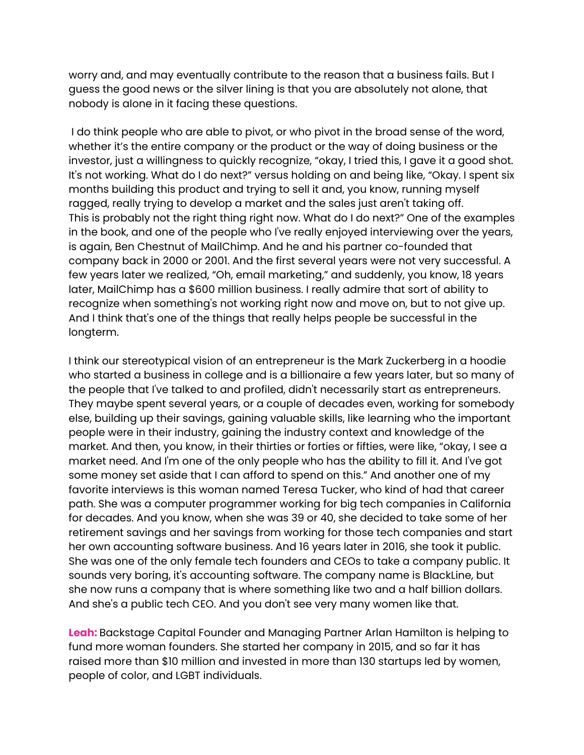worry and, and may eventually contribute to the reason that a business fails. But I guess the good news or the silver lining is that you are absolutely not alone, that nobody is alone in it facing these questions.

I do think people who are able to pivot, or who pivot in the broad sense of the word, whether it's the entire company or the product or the way of doing business or the investor, just a willingness to quickly recognize, "okay, I tried this, I gave it a good shot. It's not working. What do I do next?" versus holding on and being like, "Okay. I spent six months building this product and trying to sell it and, you know, running myself ragged, really trying to develop a market and the sales just aren't taking off. This is probably not the right thing right now. What do I do next?" One of the examples in the book, and one of the people who I've really enjoyed interviewing over the years, is again, Ben Chestnut of MailChimp. And he and his partner co-founded that company back in 2000 or 2001. And the first several years were not very successful. A few years later we realized, "Oh, email marketing," and suddenly, you know, 18 years later, MailChimp has a $600 million business. I really admire that sort of ability to recognize when something's not working right now and move on, but to not give up. And I think that's one of the things that really helps people be successful in the longterm.

I think our stereotypical vision of an entrepreneur is the Mark Zuckerberg in a hoodie who started a business in college and is a billionaire a few years later, but so many of the people that I've talked to and profiled, didn't necessarily start as entrepreneurs. They maybe spent several years, or a couple of decades even, working for somebody else, building up their savings, gaining valuable skills, like learning who the important people were in their industry, gaining the industry context and knowledge of the market. And then, you know, in their thirties or forties or fifties, were like, "okay, I see a market need. And I'm one of the only people who has the ability to fill it. And I've got some money set aside that I can afford to spend on this." And another one of my favorite interviews is this woman named Teresa Tucker, who kind of had that career path. She was a computer programmer working for big tech companies in California for decades. And you know, when she was 39 or 40, she decided to take some of her retirement savings and her savings from working for those tech companies and start her own accounting software business. And 16 years later in 2016, she took it public. She was one of the only female tech founders and CEOs to take a company public. It sounds very boring, it's accounting software. The company name is BlackLine, but she now runs a company that is where something like two and a half billion dollars. And she's a public tech CEO. And you don't see very many women like that.

**Leah:** Backstage Capital Founder and Managing Partner Arlan Hamilton is helping to fund more woman founders. She started her company in 2015, and so far it has raised more than $10 million and invested in more than 130 startups led by women, people of color, and LGBT individuals.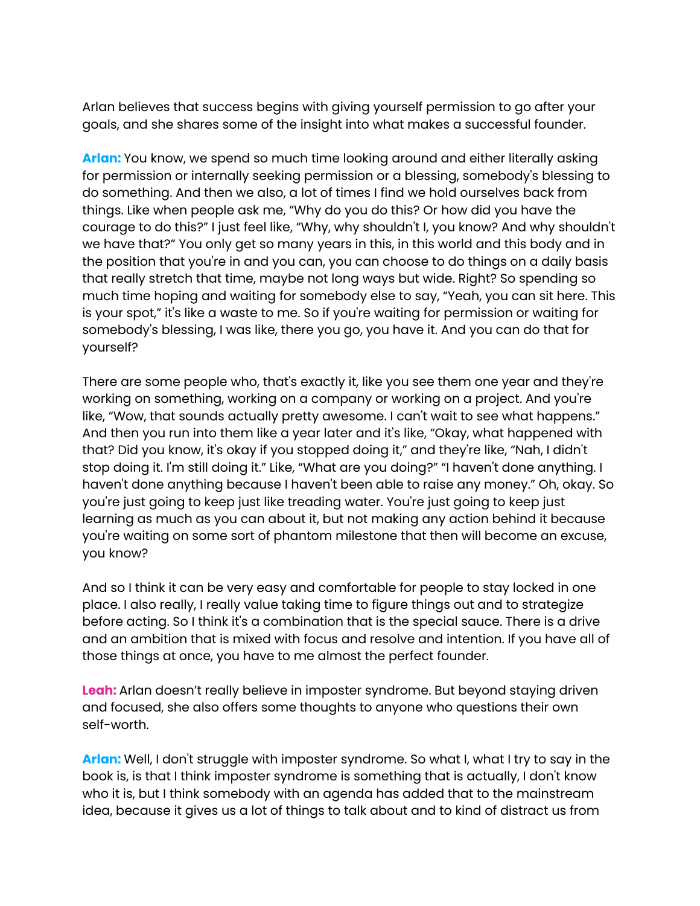Arlan believes that success begins with giving yourself permission to go after your goals, and she shares some of the insight into what makes a successful founder.

**Arlan:** You know, we spend so much time looking around and either literally asking for permission or internally seeking permission or a blessing, somebody's blessing to do something. And then we also, a lot of times I find we hold ourselves back from things. Like when people ask me, "Why do you do this? Or how did you have the courage to do this?" I just feel like, "Why, why shouldn't I, you know? And why shouldn't we have that?" You only get so many years in this, in this world and this body and in the position that you're in and you can, you can choose to do things on a daily basis that really stretch that time, maybe not long ways but wide. Right? So spending so much time hoping and waiting for somebody else to say, "Yeah, you can sit here. This is your spot," it's like a waste to me. So if you're waiting for permission or waiting for somebody's blessing, I was like, there you go, you have it. And you can do that for yourself?

There are some people who, that's exactly it, like you see them one year and they're working on something, working on a company or working on a project. And you're like, "Wow, that sounds actually pretty awesome. I can't wait to see what happens." And then you run into them like a year later and it's like, "Okay, what happened with that? Did you know, it's okay if you stopped doing it," and they're like, "Nah, I didn't stop doing it. I'm still doing it." Like, "What are you doing?" "I haven't done anything. I haven't done anything because I haven't been able to raise any money." Oh, okay. So you're just going to keep just like treading water. You're just going to keep just learning as much as you can about it, but not making any action behind it because you're waiting on some sort of phantom milestone that then will become an excuse, you know?

And so I think it can be very easy and comfortable for people to stay locked in one place. I also really, I really value taking time to figure things out and to strategize before acting. So I think it's a combination that is the special sauce. There is a drive and an ambition that is mixed with focus and resolve and intention. If you have all of those things at once, you have to me almost the perfect founder.

**Leah:** Arlan doesn't really believe in imposter syndrome. But beyond staying driven and focused, she also offers some thoughts to anyone who questions their own self-worth.

**Arlan:** Well, I don't struggle with imposter syndrome. So what I, what I try to say in the book is, is that I think imposter syndrome is something that is actually, I don't know who it is, but I think somebody with an agenda has added that to the mainstream idea, because it gives us a lot of things to talk about and to kind of distract us from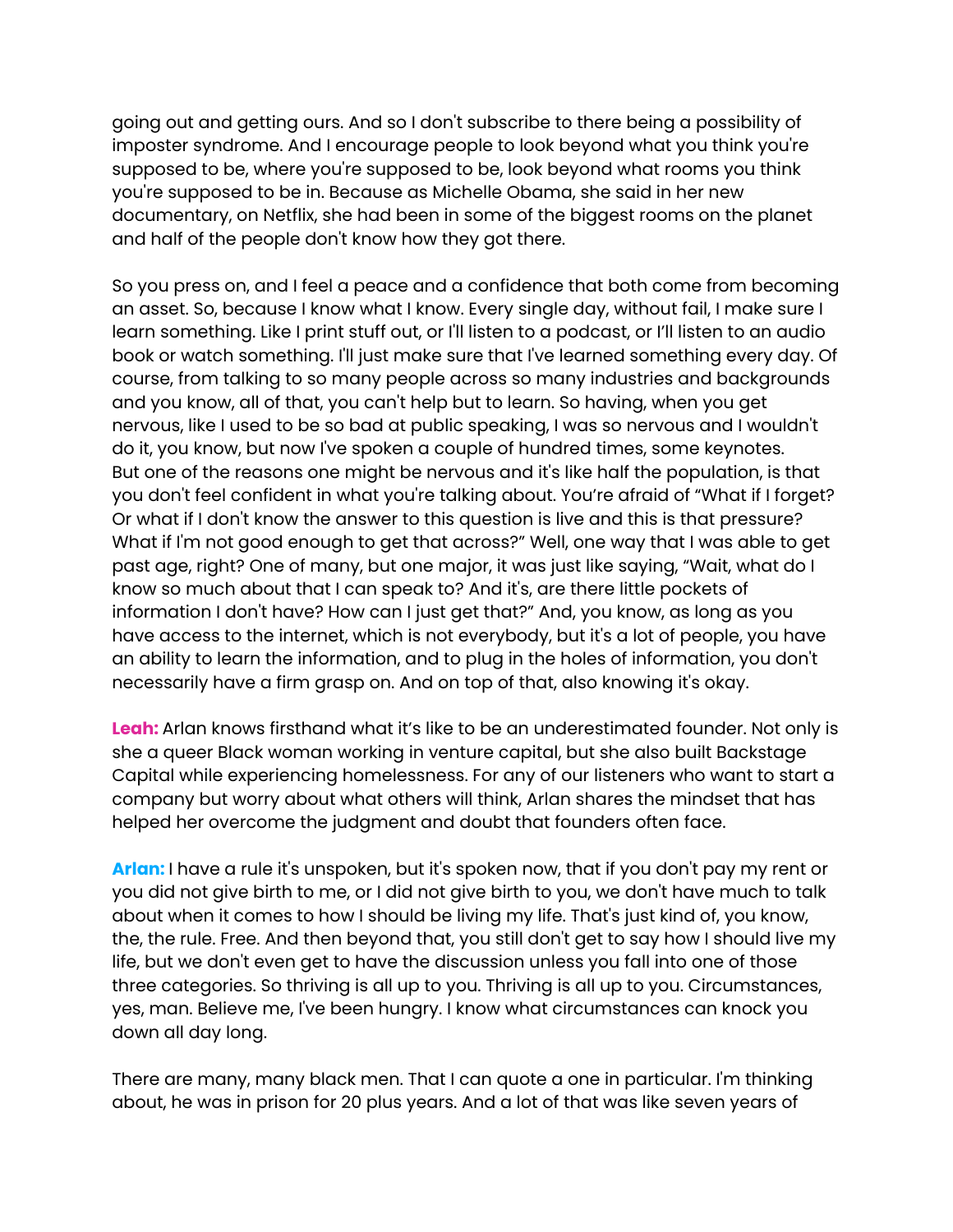going out and getting ours. And so I don't subscribe to there being a possibility of imposter syndrome. And I encourage people to look beyond what you think you're supposed to be, where you're supposed to be, look beyond what rooms you think you're supposed to be in. Because as Michelle Obama, she said in her new documentary, on Netflix, she had been in some of the biggest rooms on the planet and half of the people don't know how they got there.

So you press on, and I feel a peace and a confidence that both come from becoming an asset. So, because I know what I know. Every single day, without fail, I make sure I learn something. Like I print stuff out, or I'll listen to a podcast, or I'll listen to an audio book or watch something. I'll just make sure that I've learned something every day. Of course, from talking to so many people across so many industries and backgrounds and you know, all of that, you can't help but to learn. So having, when you get nervous, like I used to be so bad at public speaking, I was so nervous and I wouldn't do it, you know, but now I've spoken a couple of hundred times, some keynotes. But one of the reasons one might be nervous and it's like half the population, is that you don't feel confident in what you're talking about. You're afraid of "What if I forget? Or what if I don't know the answer to this question is live and this is that pressure? What if I'm not good enough to get that across?" Well, one way that I was able to get past age, right? One of many, but one major, it was just like saying, "Wait, what do I know so much about that I can speak to? And it's, are there little pockets of information I don't have? How can I just get that?" And, you know, as long as you have access to the internet, which is not everybody, but it's a lot of people, you have an ability to learn the information, and to plug in the holes of information, you don't necessarily have a firm grasp on. And on top of that, also knowing it's okay.

**Leah:** Arlan knows firsthand what it's like to be an underestimated founder. Not only is she a queer Black woman working in venture capital, but she also built Backstage Capital while experiencing homelessness. For any of our listeners who want to start a company but worry about what others will think, Arlan shares the mindset that has helped her overcome the judgment and doubt that founders often face.

**Arlan:** I have a rule it's unspoken, but it's spoken now, that if you don't pay my rent or you did not give birth to me, or I did not give birth to you, we don't have much to talk about when it comes to how I should be living my life. That's just kind of, you know, the, the rule. Free. And then beyond that, you still don't get to say how I should live my life, but we don't even get to have the discussion unless you fall into one of those three categories. So thriving is all up to you. Thriving is all up to you. Circumstances, yes, man. Believe me, I've been hungry. I know what circumstances can knock you down all day long.

There are many, many black men. That I can quote a one in particular. I'm thinking about, he was in prison for 20 plus years. And a lot of that was like seven years of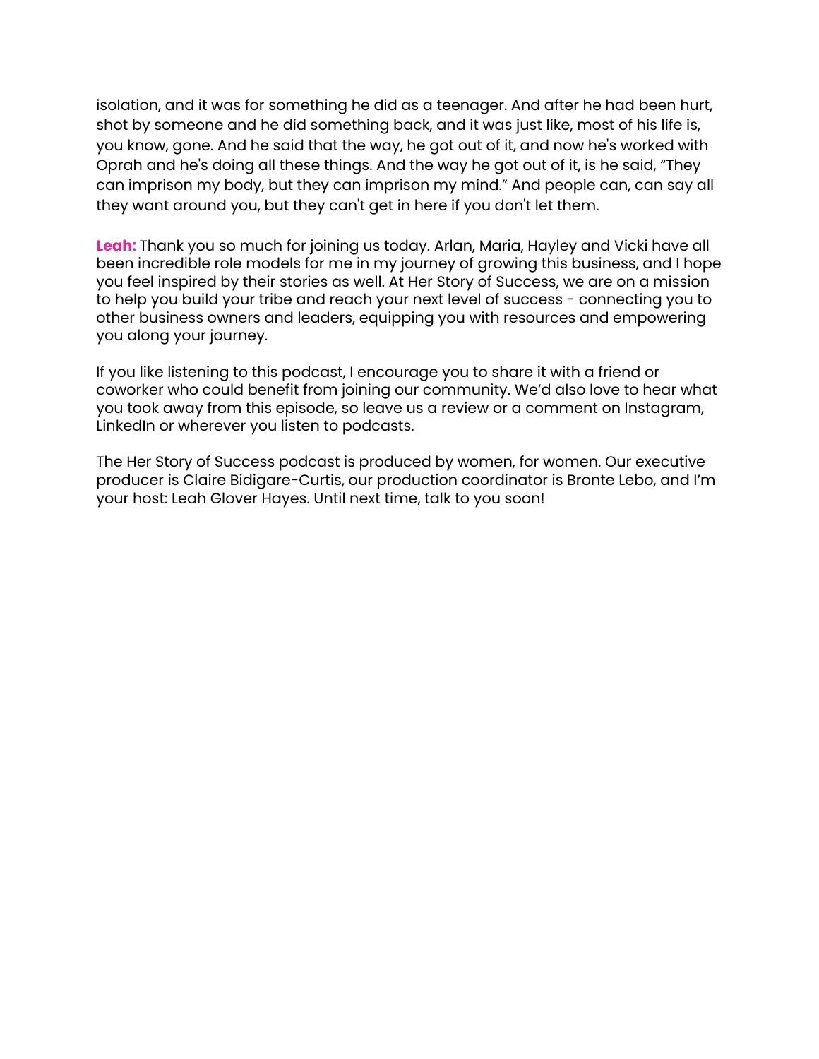isolation, and it was for something he did as a teenager. And after he had been hurt, shot by someone and he did something back, and it was just like, most of his life is, you know, gone. And he said that the way, he got out of it, and now he's worked with Oprah and he's doing all these things. And the way he got out of it, is he said, "They can imprison my body, but they can imprison my mind." And people can, can say all they want around you, but they can't get in here if you don't let them.

**Leah:** Thank you so much for joining us today. Arlan, Maria, Hayley and Vicki have all been incredible role models for me in my journey of growing this business, and I hope you feel inspired by their stories as well. At Her Story of Success, we are on a mission to help you build your tribe and reach your next level of success - connecting you to other business owners and leaders, equipping you with resources and empowering you along your journey.

If you like listening to this podcast, I encourage you to share it with a friend or coworker who could benefit from joining our community. We'd also love to hear what you took away from this episode, so leave us a review or a comment on Instagram, LinkedIn or wherever you listen to podcasts.

The Her Story of Success podcast is produced by women, for women. Our executive producer is Claire Bidigare-Curtis, our production coordinator is Bronte Lebo, and I'm your host: Leah Glover Hayes. Until next time, talk to you soon!